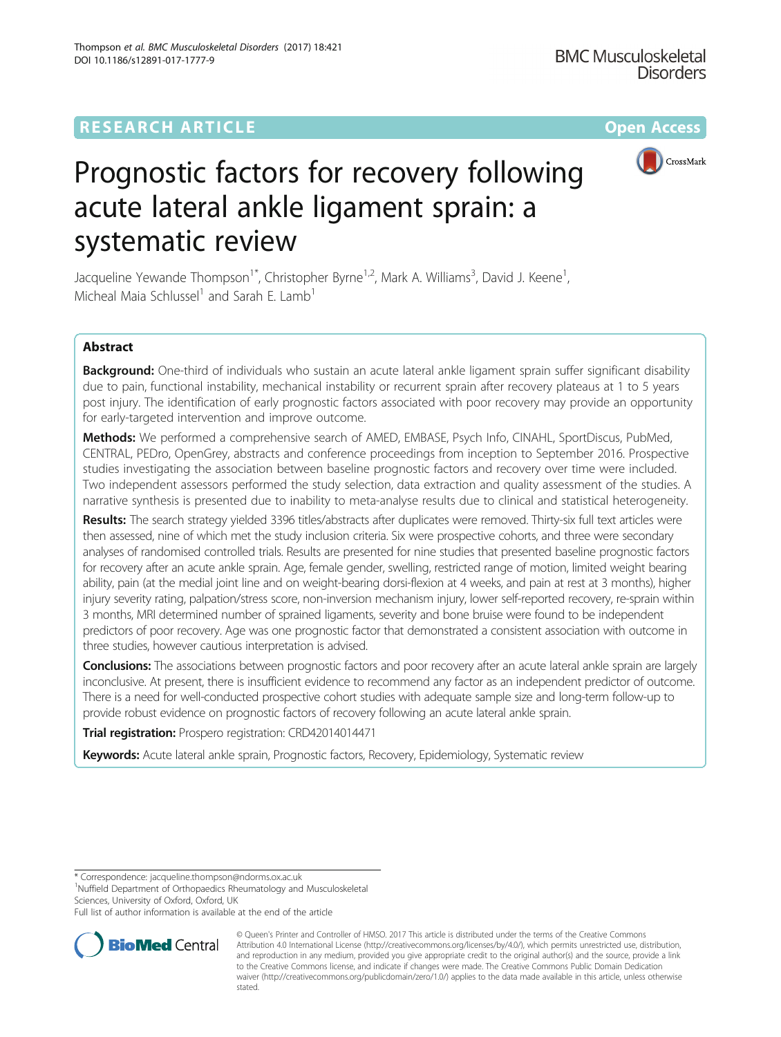RESEARCH ARTICLE

Open Access

# Prognostic factors for recovery following acute lateral ankle ligament sprain: a systematic review

Jacqueline Yewande Thompson[1*], Christopher Byrne[1,2], Mark A. Williams[3], David J. Keene[1], Micheal Maia Schlussel[1] and Sarah E. Lamb[1]

## Abstract

**Background:** One-third of individuals who sustain an acute lateral ankle ligament sprain suffer significant disability due to pain, functional instability, mechanical instability or recurrent sprain after recovery plateaus at 1 to 5 years post injury. The identification of early prognostic factors associated with poor recovery may provide an opportunity for early-targeted intervention and improve outcome.

**Methods:** We performed a comprehensive search of AMED, EMBASE, Psych Info, CINAHL, SportDiscus, PubMed, CENTRAL, PEDro, OpenGrey, abstracts and conference proceedings from inception to September 2016. Prospective studies investigating the association between baseline prognostic factors and recovery over time were included. Two independent assessors performed the study selection, data extraction and quality assessment of the studies. A narrative synthesis is presented due to inability to meta-analyse results due to clinical and statistical heterogeneity.

**Results:** The search strategy yielded 3396 titles/abstracts after duplicates were removed. Thirty-six full text articles were then assessed, nine of which met the study inclusion criteria. Six were prospective cohorts, and three were secondary analyses of randomised controlled trials. Results are presented for nine studies that presented baseline prognostic factors for recovery after an acute ankle sprain. Age, female gender, swelling, restricted range of motion, limited weight bearing ability, pain (at the medial joint line and on weight-bearing dorsi-flexion at 4 weeks, and pain at rest at 3 months), higher injury severity rating, palpation/stress score, non-inversion mechanism injury, lower self-reported recovery, re-sprain within 3 months, MRI determined number of sprained ligaments, severity and bone bruise were found to be independent predictors of poor recovery. Age was one prognostic factor that demonstrated a consistent association with outcome in three studies, however cautious interpretation is advised.

**Conclusions:** The associations between prognostic factors and poor recovery after an acute lateral ankle sprain are largely inconclusive. At present, there is insufficient evidence to recommend any factor as an independent predictor of outcome. There is a need for well-conducted prospective cohort studies with adequate sample size and long-term follow-up to provide robust evidence on prognostic factors of recovery following an acute lateral ankle sprain.

**Trial registration:** Prospero registration: CRD42014014471

**Keywords:** Acute lateral ankle sprain, Prognostic factors, Recovery, Epidemiology, Systematic review

\* Correspondence: jacqueline.thompson@ndorms.ox.ac.uk
[1]Nuffield Department of Orthopaedics Rheumatology and Musculoskeletal Sciences, University of Oxford, Oxford, UK
Full list of author information is available at the end of the article

© Queen's Printer and Controller of HMSO. 2017 This article is distributed under the terms of the Creative Commons Attribution 4.0 International License (http://creativecommons.org/licenses/by/4.0/), which permits unrestricted use, distribution, and reproduction in any medium, provided you give appropriate credit to the original author(s) and the source, provide a link to the Creative Commons license, and indicate if changes were made. The Creative Commons Public Domain Dedication waiver (http://creativecommons.org/publicdomain/zero/1.0/) applies to the data made available in this article, unless otherwise stated.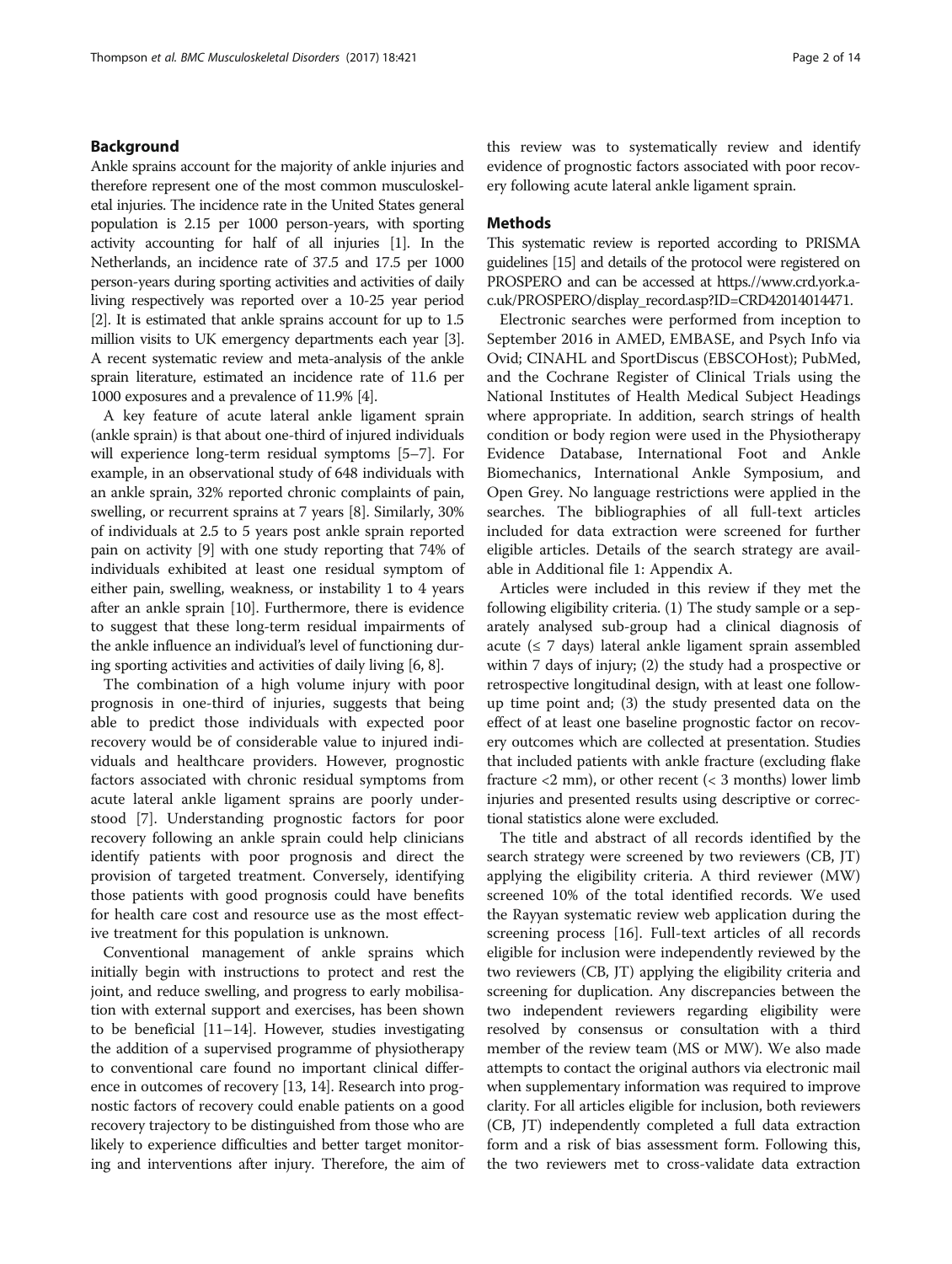## Background

Ankle sprains account for the majority of ankle injuries and therefore represent one of the most common musculoskeletal injuries. The incidence rate in the United States general population is 2.15 per 1000 person-years, with sporting activity accounting for half of all injuries [1]. In the Netherlands, an incidence rate of 37.5 and 17.5 per 1000 person-years during sporting activities and activities of daily living respectively was reported over a 10-25 year period [2]. It is estimated that ankle sprains account for up to 1.5 million visits to UK emergency departments each year [3]. A recent systematic review and meta-analysis of the ankle sprain literature, estimated an incidence rate of 11.6 per 1000 exposures and a prevalence of 11.9% [4].

A key feature of acute lateral ankle ligament sprain (ankle sprain) is that about one-third of injured individuals will experience long-term residual symptoms [5–7]. For example, in an observational study of 648 individuals with an ankle sprain, 32% reported chronic complaints of pain, swelling, or recurrent sprains at 7 years [8]. Similarly, 30% of individuals at 2.5 to 5 years post ankle sprain reported pain on activity [9] with one study reporting that 74% of individuals exhibited at least one residual symptom of either pain, swelling, weakness, or instability 1 to 4 years after an ankle sprain [10]. Furthermore, there is evidence to suggest that these long-term residual impairments of the ankle influence an individual's level of functioning during sporting activities and activities of daily living [6, 8].

The combination of a high volume injury with poor prognosis in one-third of injuries, suggests that being able to predict those individuals with expected poor recovery would be of considerable value to injured individuals and healthcare providers. However, prognostic factors associated with chronic residual symptoms from acute lateral ankle ligament sprains are poorly understood [7]. Understanding prognostic factors for poor recovery following an ankle sprain could help clinicians identify patients with poor prognosis and direct the provision of targeted treatment. Conversely, identifying those patients with good prognosis could have benefits for health care cost and resource use as the most effective treatment for this population is unknown.

Conventional management of ankle sprains which initially begin with instructions to protect and rest the joint, and reduce swelling, and progress to early mobilisation with external support and exercises, has been shown to be beneficial [11–14]. However, studies investigating the addition of a supervised programme of physiotherapy to conventional care found no important clinical difference in outcomes of recovery [13, 14]. Research into prognostic factors of recovery could enable patients on a good recovery trajectory to be distinguished from those who are likely to experience difficulties and better target monitoring and interventions after injury. Therefore, the aim of this review was to systematically review and identify evidence of prognostic factors associated with poor recovery following acute lateral ankle ligament sprain.

## Methods

This systematic review is reported according to PRISMA guidelines [15] and details of the protocol were registered on PROSPERO and can be accessed at https://www.crd.york.ac.uk/PROSPERO/display_record.asp?ID=CRD42014014471.

Electronic searches were performed from inception to September 2016 in AMED, EMBASE, and Psych Info via Ovid; CINAHL and SportDiscus (EBSCOHost); PubMed, and the Cochrane Register of Clinical Trials using the National Institutes of Health Medical Subject Headings where appropriate. In addition, search strings of health condition or body region were used in the Physiotherapy Evidence Database, International Foot and Ankle Biomechanics, International Ankle Symposium, and Open Grey. No language restrictions were applied in the searches. The bibliographies of all full-text articles included for data extraction were screened for further eligible articles. Details of the search strategy are available in Additional file 1: Appendix A.

Articles were included in this review if they met the following eligibility criteria. (1) The study sample or a separately analysed sub-group had a clinical diagnosis of acute (≤ 7 days) lateral ankle ligament sprain assembled within 7 days of injury; (2) the study had a prospective or retrospective longitudinal design, with at least one follow-up time point and; (3) the study presented data on the effect of at least one baseline prognostic factor on recovery outcomes which are collected at presentation. Studies that included patients with ankle fracture (excluding flake fracture <2 mm), or other recent (< 3 months) lower limb injuries and presented results using descriptive or correctional statistics alone were excluded.

The title and abstract of all records identified by the search strategy were screened by two reviewers (CB, JT) applying the eligibility criteria. A third reviewer (MW) screened 10% of the total identified records. We used the Rayyan systematic review web application during the screening process [16]. Full-text articles of all records eligible for inclusion were independently reviewed by the two reviewers (CB, JT) applying the eligibility criteria and screening for duplication. Any discrepancies between the two independent reviewers regarding eligibility were resolved by consensus or consultation with a third member of the review team (MS or MW). We also made attempts to contact the original authors via electronic mail when supplementary information was required to improve clarity. For all articles eligible for inclusion, both reviewers (CB, JT) independently completed a full data extraction form and a risk of bias assessment form. Following this, the two reviewers met to cross-validate data extraction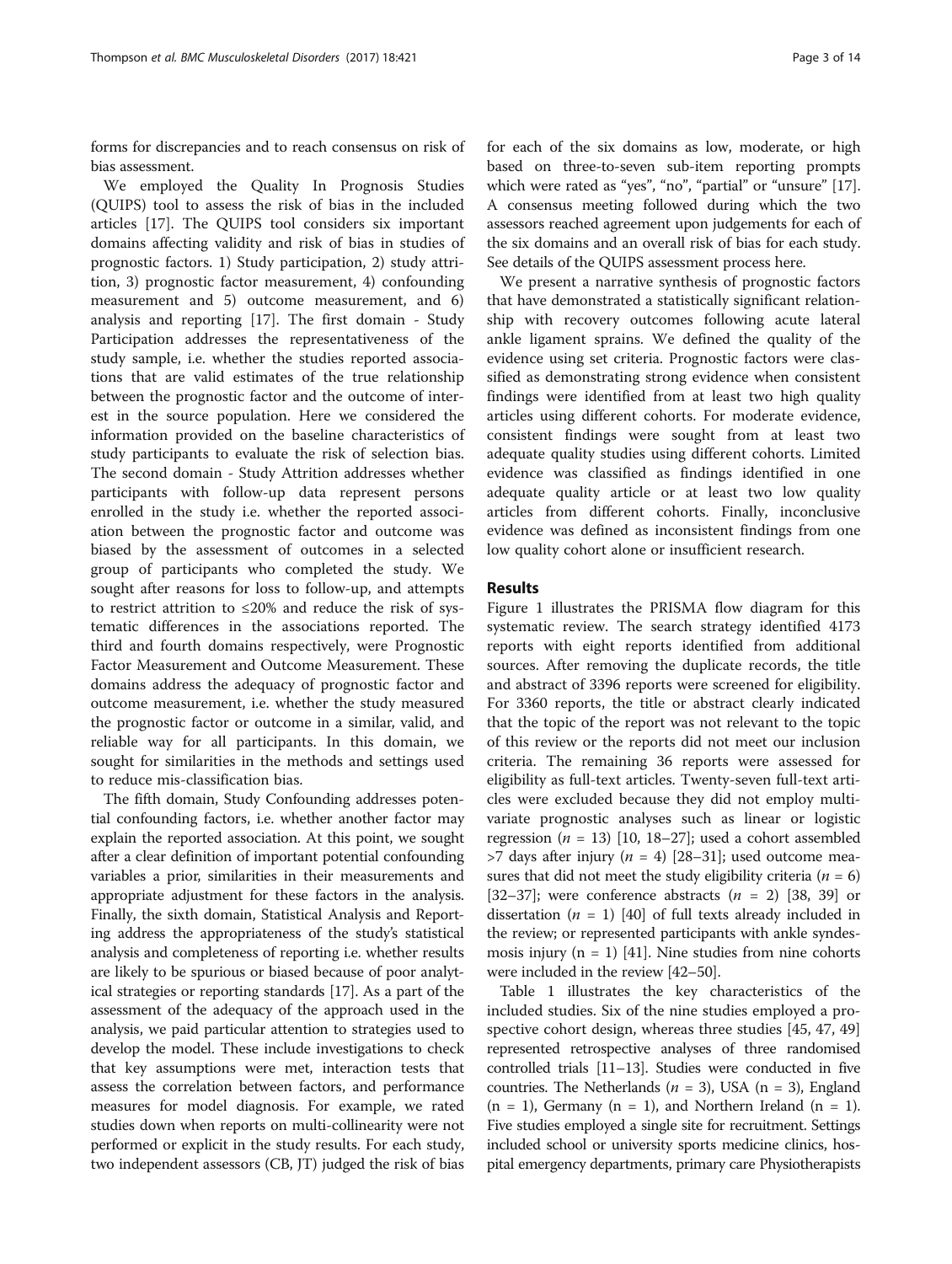forms for discrepancies and to reach consensus on risk of bias assessment.

We employed the Quality In Prognosis Studies (QUIPS) tool to assess the risk of bias in the included articles [17]. The QUIPS tool considers six important domains affecting validity and risk of bias in studies of prognostic factors. 1) Study participation, 2) study attrition, 3) prognostic factor measurement, 4) confounding measurement and 5) outcome measurement, and 6) analysis and reporting [17]. The first domain - Study Participation addresses the representativeness of the study sample, i.e. whether the studies reported associations that are valid estimates of the true relationship between the prognostic factor and the outcome of interest in the source population. Here we considered the information provided on the baseline characteristics of study participants to evaluate the risk of selection bias. The second domain - Study Attrition addresses whether participants with follow-up data represent persons enrolled in the study i.e. whether the reported association between the prognostic factor and outcome was biased by the assessment of outcomes in a selected group of participants who completed the study. We sought after reasons for loss to follow-up, and attempts to restrict attrition to ≤20% and reduce the risk of systematic differences in the associations reported. The third and fourth domains respectively, were Prognostic Factor Measurement and Outcome Measurement. These domains address the adequacy of prognostic factor and outcome measurement, i.e. whether the study measured the prognostic factor or outcome in a similar, valid, and reliable way for all participants. In this domain, we sought for similarities in the methods and settings used to reduce mis-classification bias.

The fifth domain, Study Confounding addresses potential confounding factors, i.e. whether another factor may explain the reported association. At this point, we sought after a clear definition of important potential confounding variables a prior, similarities in their measurements and appropriate adjustment for these factors in the analysis. Finally, the sixth domain, Statistical Analysis and Reporting address the appropriateness of the study's statistical analysis and completeness of reporting i.e. whether results are likely to be spurious or biased because of poor analytical strategies or reporting standards [17]. As a part of the assessment of the adequacy of the approach used in the analysis, we paid particular attention to strategies used to develop the model. These include investigations to check that key assumptions were met, interaction tests that assess the correlation between factors, and performance measures for model diagnosis. For example, we rated studies down when reports on multi-collinearity were not performed or explicit in the study results. For each study, two independent assessors (CB, JT) judged the risk of bias for each of the six domains as low, moderate, or high based on three-to-seven sub-item reporting prompts which were rated as "yes", "no", "partial" or "unsure" [17]. A consensus meeting followed during which the two assessors reached agreement upon judgements for each of the six domains and an overall risk of bias for each study. See details of the QUIPS assessment process here.

We present a narrative synthesis of prognostic factors that have demonstrated a statistically significant relationship with recovery outcomes following acute lateral ankle ligament sprains. We defined the quality of the evidence using set criteria. Prognostic factors were classified as demonstrating strong evidence when consistent findings were identified from at least two high quality articles using different cohorts. For moderate evidence, consistent findings were sought from at least two adequate quality studies using different cohorts. Limited evidence was classified as findings identified in one adequate quality article or at least two low quality articles from different cohorts. Finally, inconclusive evidence was defined as inconsistent findings from one low quality cohort alone or insufficient research.

## Results

Figure 1 illustrates the PRISMA flow diagram for this systematic review. The search strategy identified 4173 reports with eight reports identified from additional sources. After removing the duplicate records, the title and abstract of 3396 reports were screened for eligibility. For 3360 reports, the title or abstract clearly indicated that the topic of the report was not relevant to the topic of this review or the reports did not meet our inclusion criteria. The remaining 36 reports were assessed for eligibility as full-text articles. Twenty-seven full-text articles were excluded because they did not employ multivariate prognostic analyses such as linear or logistic regression ($n$ = 13) [10, 18–27]; used a cohort assembled >7 days after injury ($n$ = 4) [28–31]; used outcome measures that did not meet the study eligibility criteria ($n$ = 6) [32–37]; were conference abstracts ($n$ = 2) [38, 39] or dissertation ($n$ = 1) [40] of full texts already included in the review; or represented participants with ankle syndesmosis injury (n = 1) [41]. Nine studies from nine cohorts were included in the review [42–50].

Table 1 illustrates the key characteristics of the included studies. Six of the nine studies employed a prospective cohort design, whereas three studies [45, 47, 49] represented retrospective analyses of three randomised controlled trials [11–13]. Studies were conducted in five countries. The Netherlands ($n$ = 3), USA (n = 3), England (n = 1), Germany (n = 1), and Northern Ireland (n = 1). Five studies employed a single site for recruitment. Settings included school or university sports medicine clinics, hospital emergency departments, primary care Physiotherapists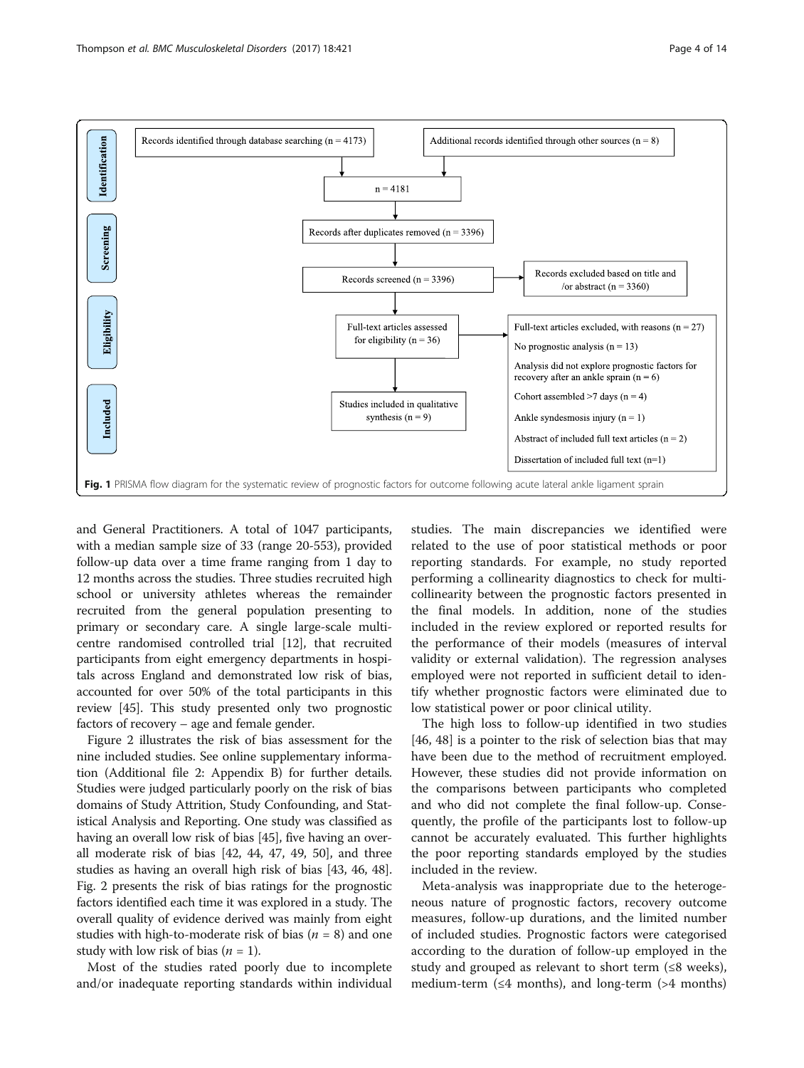**Identification**

- Records identified through database searching (n = 4173)
- Additional records identified through other sources (n = 8)
- n = 4181

**Screening**

- Records after duplicates removed (n = 3396)
- Records screened (n = 3396)
- Records excluded based on title and /or abstract (n = 3360)

**Eligibility**

- Full-text articles assessed for eligibility (n = 36)
- Full-text articles excluded, with reasons (n = 27)
  - No prognostic analysis (n = 13)
  - Analysis did not explore prognostic factors for recovery after an ankle sprain (n = 6)
  - Cohort assembled >7 days (n = 4)
  - Ankle syndesmosis injury (n = 1)
  - Abstract of included full text articles (n = 2)
  - Dissertation of included full text (n=1)

**Included**

- Studies included in qualitative synthesis (n = 9)

**Fig. 1** PRISMA flow diagram for the systematic review of prognostic factors for outcome following acute lateral ankle ligament sprain

and General Practitioners. A total of 1047 participants, with a median sample size of 33 (range 20-553), provided follow-up data over a time frame ranging from 1 day to 12 months across the studies. Three studies recruited high school or university athletes whereas the remainder recruited from the general population presenting to primary or secondary care. A single large-scale multicentre randomised controlled trial [12], that recruited participants from eight emergency departments in hospitals across England and demonstrated low risk of bias, accounted for over 50% of the total participants in this review [45]. This study presented only two prognostic factors of recovery – age and female gender.

Figure 2 illustrates the risk of bias assessment for the nine included studies. See online supplementary information (Additional file 2: Appendix B) for further details. Studies were judged particularly poorly on the risk of bias domains of Study Attrition, Study Confounding, and Statistical Analysis and Reporting. One study was classified as having an overall low risk of bias [45], five having an overall moderate risk of bias [42, 44, 47, 49, 50], and three studies as having an overall high risk of bias [43, 46, 48]. Fig. 2 presents the risk of bias ratings for the prognostic factors identified each time it was explored in a study. The overall quality of evidence derived was mainly from eight studies with high-to-moderate risk of bias ($n$ = 8) and one study with low risk of bias ($n$ = 1).

Most of the studies rated poorly due to incomplete and/or inadequate reporting standards within individual studies. The main discrepancies we identified were related to the use of poor statistical methods or poor reporting standards. For example, no study reported performing a collinearity diagnostics to check for multicollinearity between the prognostic factors presented in the final models. In addition, none of the studies included in the review explored or reported results for the performance of their models (measures of interval validity or external validation). The regression analyses employed were not reported in sufficient detail to identify whether prognostic factors were eliminated due to low statistical power or poor clinical utility.

The high loss to follow-up identified in two studies [46, 48] is a pointer to the risk of selection bias that may have been due to the method of recruitment employed. However, these studies did not provide information on the comparisons between participants who completed and who did not complete the final follow-up. Consequently, the profile of the participants lost to follow-up cannot be accurately evaluated. This further highlights the poor reporting standards employed by the studies included in the review.

Meta-analysis was inappropriate due to the heterogeneous nature of prognostic factors, recovery outcome measures, follow-up durations, and the limited number of included studies. Prognostic factors were categorised according to the duration of follow-up employed in the study and grouped as relevant to short term (≤8 weeks), medium-term (≤4 months), and long-term (>4 months)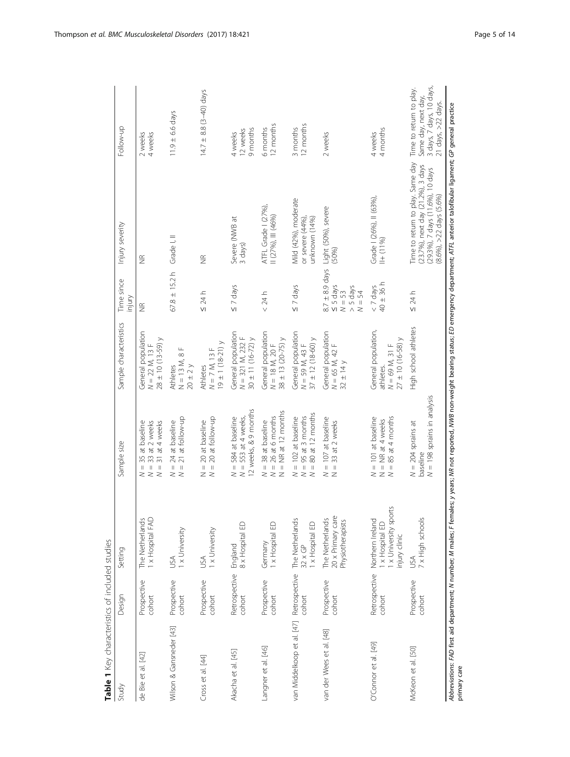**Table 1** Key characteristics of included studies

| Study | Design | Setting | Sample size | Sample characteristics | Time since injury | Injury severity | Follow-up |
|---|---|---|---|---|---|---|---|
| de Bie et al. [42] | Prospective cohort | The Netherlands 1 x Hospital FAD | N = 35 at baseline N = 33 at 2 weeks N = 31 at 4 weeks | General population N = 22 M, 13 F 28 ± 10 (13-59) y | NR | NR | 2 weeks 4 weeks |
| Wilson & Gansneder [43] | Prospective cohort | USA 1 x University | N = 24 at baseline N = 21 at follow-up | Athletes N = 13 M, 8 F 20 ± 2 y | 67.8 ± 15.2 h | Grade I, II | 11.9 ± 6.6 days |
| Cross et al. [44] | Prospective cohort | USA 1 x University | N = 20 at baseline N = 20 at follow-up | Athletes N = 7 M, 13 F 19 ± 1 (18-21) y | ≤ 24 h | NR | 14.7 ± 8.8 (3–40) days |
| Akacha et al. [45] | Retrospective cohort | England 8 x Hospital ED | N = 584 at baseline N = 553 at 4 weeks, 12 weeks, & 9 months | General population N = 321 M, 232 F 30 ± 11 (16-72) y | ≤ 7 days | Severe (NWB at 3 days) | 4 weeks 12 weeks 9 months |
| Langner et al. [46] | Prospective cohort | Germany 1 x Hospital ED | N = 38 at baseline N = 26 at 6 months N = NR at 12 months | General population N = 18 M, 20 F 38 ± 13 (20-75) y | < 24 h | ATFL Grade I (27%), II (27%), III (46%) | 6 months 12 months |
| van Middelkoop et al. [47] | Retrospective cohort | The Netherlands 32 x GP 1 x Hospital ED | N = 102 at baseline N = 95 at 3 months N = 80 at 12 months | General population N = 59 M, 43 F 37 ± 12 (18-60) y | ≤ 7 days | Mild (42%), moderate or severe (44%), unknown (14%) | 3 months 12 months |
| van der Wees et al. [48] | Prospective cohort | The Netherlands 20 x Primary care Physiotherapists | N = 107 at baseline N = 33 at 2 weeks | General population N = 65 M, 42 F 32 ± 14 y | 8.7 ± 8.9 days ≤ 5 days N = 53 > 5 days N = 54 | Light (50%), severe (50%) | 2 weeks |
| O'Connor et al. [49] | Retrospective cohort | Northern Ireland 1 x Hospital ED 1 x University sports injury clinic | N = 101 at baseline N = NR at 4 weeks N = 85 at 4 months | General population, athletes. N = 69 M, 31 F 27 ± 10 (16-58) y | < 7 days 40 ± 36 h | Grade I (26%), II (63%), II+ (11%) | 4 weeks 4 months |
| McKeon et al. [50] | Prospective cohort | USA 7 x High schools | N = 204 sprains at baseline N = 198 sprains in analysis | High school athletes | ≤ 24 h | Time to return to play. Same day (23.7%), next day (21.2%), 3 days (29.3%), 7 days (11.6%), 10 days (8.6%), >22 days (5.6%) | Time to return to play. Same day, next day, 3 days, 7 days, 10 days, 21 days, >22 days. |

Abbreviations: *FAD* first aid department; *N* number; *M* males; *F* females; *y* years; *NR* not reported; *NWB* non-weight bearing status; *ED* emergency department; *ATFL* anterior talofibular ligament; *GP* general practice primary care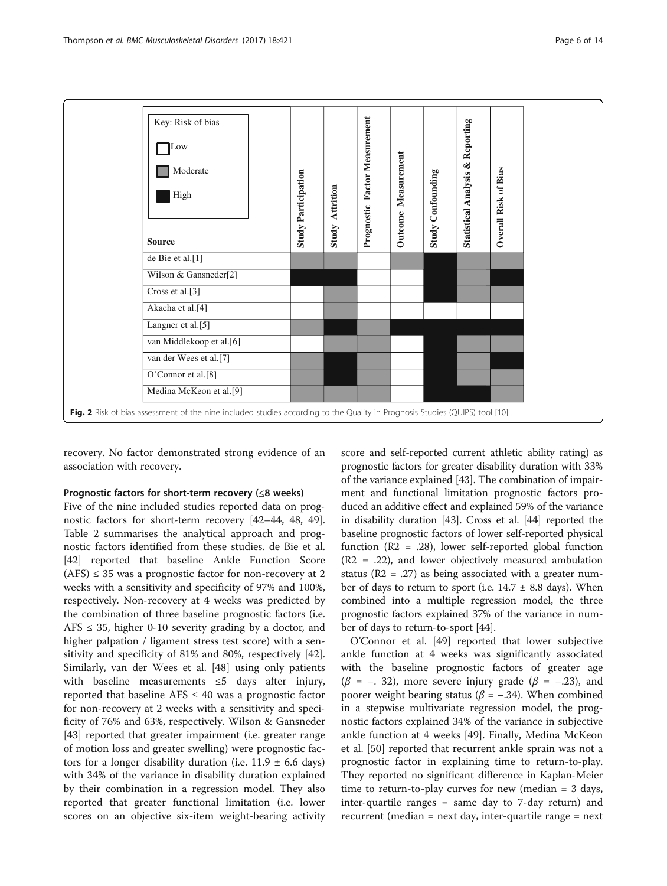Key: Risk of bias — Low (white), Moderate (grey), High (black)

| Source | Study Participation | Study Attrition | Prognostic Factor Measurement | Outcome Measurement | Study Confounding | Statistical Analysis & Reporting | Overall Risk of Bias |
| --- | --- | --- | --- | --- | --- | --- | --- |
| de Bie et al.[1] | Moderate | Moderate | Low | Moderate | High | Moderate | Moderate |
| Wilson & Gansneder[2] | High | High | Low | Low | High | Moderate | High |
| Cross et al.[3] | Low | Moderate | Low | Low | High | Moderate | Moderate |
| Akacha et al.[4] | Low | Moderate | Low | Low | Low | Low | Low |
| Langner et al.[5] | Moderate | High | Moderate | High | High | High | High |
| van Middlekoop et al.[6] | Low | Moderate | Moderate | Low | High | Moderate | Moderate |
| van der Wees et al.[7] | Moderate | High | Moderate | Low | High | Moderate | High |
| O'Connor et al.[8] | Moderate | High | Moderate | Low | High | Moderate | Moderate |
| Medina McKeon et al.[9] | Moderate | Moderate | Moderate | Low | High | High | Moderate |

**Fig. 2** Risk of bias assessment of the nine included studies according to the Quality in Prognosis Studies (QUIPS) tool [10]

recovery. No factor demonstrated strong evidence of an association with recovery.

#### Prognostic factors for short-term recovery (≤8 weeks)

Five of the nine included studies reported data on prognostic factors for short-term recovery [42–44, 48, 49]. Table 2 summarises the analytical approach and prognostic factors identified from these studies. de Bie et al. [42] reported that baseline Ankle Function Score (AFS) ≤ 35 was a prognostic factor for non-recovery at 2 weeks with a sensitivity and specificity of 97% and 100%, respectively. Non-recovery at 4 weeks was predicted by the combination of three baseline prognostic factors (i.e. AFS ≤ 35, higher 0-10 severity grading by a doctor, and higher palpation / ligament stress test score) with a sensitivity and specificity of 81% and 80%, respectively [42]. Similarly, van der Wees et al. [48] using only patients with baseline measurements ≤5 days after injury, reported that baseline AFS ≤ 40 was a prognostic factor for non-recovery at 2 weeks with a sensitivity and specificity of 76% and 63%, respectively. Wilson & Gansneder [43] reported that greater impairment (i.e. greater range of motion loss and greater swelling) were prognostic factors for a longer disability duration (i.e. 11.9 ± 6.6 days) with 34% of the variance in disability duration explained by their combination in a regression model. They also reported that greater functional limitation (i.e. lower scores on an objective six-item weight-bearing activity score and self-reported current athletic ability rating) as prognostic factors for greater disability duration with 33% of the variance explained [43]. The combination of impairment and functional limitation prognostic factors produced an additive effect and explained 59% of the variance in disability duration [43]. Cross et al. [44] reported the baseline prognostic factors of lower self-reported physical function ($R2$ = .28), lower self-reported global function ($R2$ = .22), and lower objectively measured ambulation status ($R2$ = .27) as being associated with a greater number of days to return to sport (i.e. 14.7 ± 8.8 days). When combined into a multiple regression model, the three prognostic factors explained 37% of the variance in number of days to return-to-sport [44].

O'Connor et al. [49] reported that lower subjective ankle function at 4 weeks was significantly associated with the baseline prognostic factors of greater age ($\beta$ = –. 32), more severe injury grade ($\beta$ = −.23), and poorer weight bearing status ($\beta$ = −.34). When combined in a stepwise multivariate regression model, the prognostic factors explained 34% of the variance in subjective ankle function at 4 weeks [49]. Finally, Medina McKeon et al. [50] reported that recurrent ankle sprain was not a prognostic factor in explaining time to return-to-play. They reported no significant difference in Kaplan-Meier time to return-to-play curves for new (median = 3 days, inter-quartile ranges = same day to 7-day return) and recurrent (median = next day, inter-quartile range = next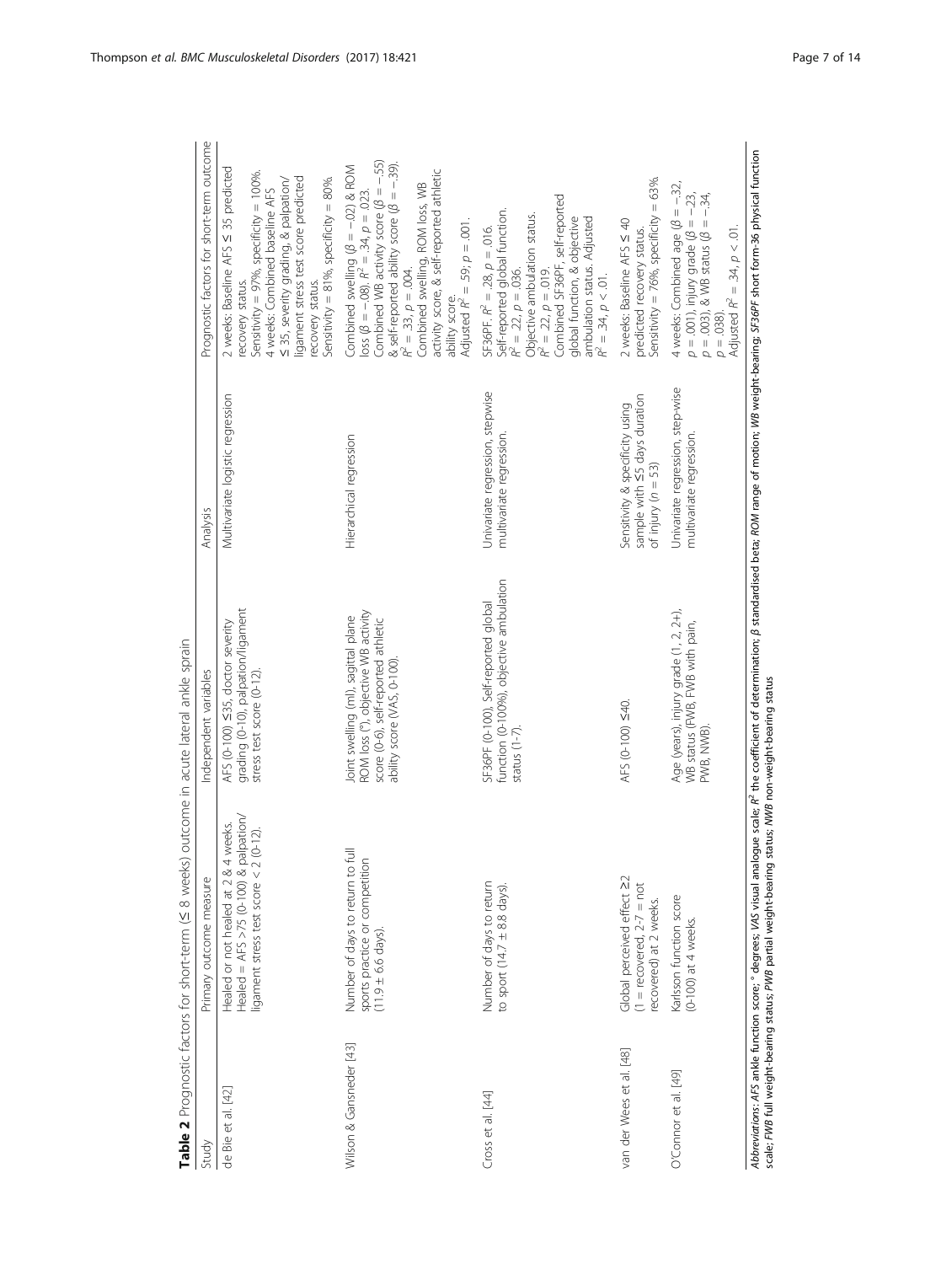**Table 2** Prognostic factors for short-term (≤ 8 weeks) outcome in acute lateral ankle sprain

| Study | Primary outcome measure | Independent variables | Analysis | Prognostic factors for short-term outcome |
|---|---|---|---|---|
| de Bie et al. [42] | Healed or not healed at 2 & 4 weeks. Healed = AFS >75 (0-100) & palpation/ligament stress test score < 2 (0-12). | AFS (0-100) ≤35, doctor severity grading (0-10), palpation/ligament stress test score (0-12). | Multivariate logistic regression | 2 weeks: Baseline AFS ≤ 35 predicted recovery status. Sensitivity = 97%, specificity = 100%. 4 weeks: Combined baseline AFS ≤ 35, severity grading, & palpation/ligament stress test score predicted recovery status. Sensitivity = 81%, specificity = 80%. |
| Wilson & Gansneder [43] | Number of days to return to full sports practice or competition (11.9 ± 6.6 days). | Joint swelling (ml), sagittal plane ROM loss (°), objective WB activity score (0-6), self-reported athletic ability score (VAS, 0-100). | Hierarchical regression | Combined swelling ($\beta = -.02$) & ROM loss ($\beta = -.08$). $R^2 = .34$, $p = .023$. Combined WB activity score ($\beta = -.55$) & self-reported ability score ($\beta = -.39$). $R^2 = .33$, $p = .004$. Combined swelling, ROM loss, WB activity score, & self-reported athletic ability score. Adjusted $R^2 = .59$; $p = .001$. |
| Cross et al. [44] | Number of days to return to sport (14.7 ± 8.8 days). | SF36PF (0-100), Self-reported global function (0-100%), objective ambulation status (1-7). | Univariate regression, stepwise multivariate regression. | SF36PF. $R^2 = .28$, $p = .016$. Self-reported global function. $R^2 = .22$, $p = .036$. Objective ambulation status. $R^2 = .22$, $p = .019$. Combined SF36PF, self-reported global function, & objective ambulation status. Adjusted $R^2 = .34$, $p < .01$. |
| van der Wees et al. [48] | Global perceived effect ≥2 (1 = recovered, 2-7 = not recovered) at 2 weeks. | AFS (0-100) ≤40. | Sensitivity & specificity using sample with ≤5 days duration of injury ($n = 53$) | 2 weeks: Baseline AFS ≤ 40 predicted recovery status. Sensitivity = 76%, specificity = 63%. |
| O'Connor et al. [49] | Karlsson function score (0-100) at 4 weeks. | Age (years), injury grade (1, 2, 2+), WB status (FWB, FWB with pain, PWB, NWB). | Univariate regression, step-wise multivariate regression. | 4 weeks: Combined age ($\beta = -.32$, $p = .001$), injury grade ($\beta = -.23$, $p = .003$), & WB status ($\beta = -.34$, $p = .038$). Adjusted $R^2 = .34$, $p < .01$. |

*Abbreviations*: *AFS* ankle function score; ° degrees; *VAS* visual analogue scale; $R^2$ the coefficient of determination; $\beta$ standardised beta; *ROM* range of motion; *WB* weight-bearing; *SF36PF* short form-36 physical function scale; *FWB* full weight-bearing status; *PWB* partial weight-bearing status; *NWB* non-weight-bearing status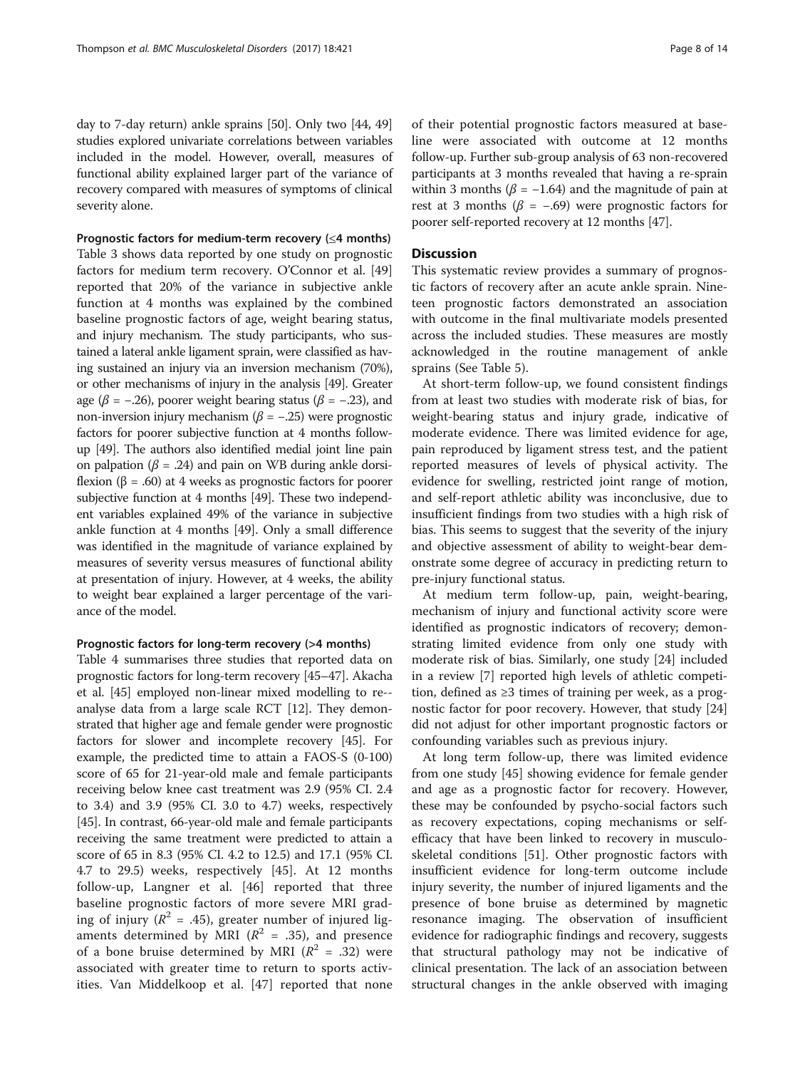day to 7-day return) ankle sprains [50]. Only two [44, 49] studies explored univariate correlations between variables included in the model. However, overall, measures of functional ability explained larger part of the variance of recovery compared with measures of symptoms of clinical severity alone.

#### Prognostic factors for medium-term recovery (≤4 months)

Table 3 shows data reported by one study on prognostic factors for medium term recovery. O'Connor et al. [49] reported that 20% of the variance in subjective ankle function at 4 months was explained by the combined baseline prognostic factors of age, weight bearing status, and injury mechanism. The study participants, who sustained a lateral ankle ligament sprain, were classified as having sustained an injury via an inversion mechanism (70%), or other mechanisms of injury in the analysis [49]. Greater age ($\beta = -.26$), poorer weight bearing status ($\beta = -.23$), and non-inversion injury mechanism ($\beta = -.25$) were prognostic factors for poorer subjective function at 4 months follow-up [49]. The authors also identified medial joint line pain on palpation ($\beta = .24$) and pain on WB during ankle dorsiflexion ($\beta = .60$) at 4 weeks as prognostic factors for poorer subjective function at 4 months [49]. These two independent variables explained 49% of the variance in subjective ankle function at 4 months [49]. Only a small difference was identified in the magnitude of variance explained by measures of severity versus measures of functional ability at presentation of injury. However, at 4 weeks, the ability to weight bear explained a larger percentage of the variance of the model.

#### Prognostic factors for long-term recovery (>4 months)

Table 4 summarises three studies that reported data on prognostic factors for long-term recovery [45–47]. Akacha et al. [45] employed non-linear mixed modelling to re--analyse data from a large scale RCT [12]. They demonstrated that higher age and female gender were prognostic factors for slower and incomplete recovery [45]. For example, the predicted time to attain a FAOS-S (0-100) score of 65 for 21-year-old male and female participants receiving below knee cast treatment was 2.9 (95% CI. 2.4 to 3.4) and 3.9 (95% CI. 3.0 to 4.7) weeks, respectively [45]. In contrast, 66-year-old male and female participants receiving the same treatment were predicted to attain a score of 65 in 8.3 (95% CI. 4.2 to 12.5) and 17.1 (95% CI. 4.7 to 29.5) weeks, respectively [45]. At 12 months follow-up, Langner et al. [46] reported that three baseline prognostic factors of more severe MRI grading of injury ($R^2 = .45$), greater number of injured ligaments determined by MRI ($R^2 = .35$), and presence of a bone bruise determined by MRI ($R^2 = .32$) were associated with greater time to return to sports activities. Van Middelkoop et al. [47] reported that none of their potential prognostic factors measured at baseline were associated with outcome at 12 months follow-up. Further sub-group analysis of 63 non-recovered participants at 3 months revealed that having a re-sprain within 3 months ($\beta = -1.64$) and the magnitude of pain at rest at 3 months ($\beta = -.69$) were prognostic factors for poorer self-reported recovery at 12 months [47].

## Discussion

This systematic review provides a summary of prognostic factors of recovery after an acute ankle sprain. Nineteen prognostic factors demonstrated an association with outcome in the final multivariate models presented across the included studies. These measures are mostly acknowledged in the routine management of ankle sprains (See Table 5).

At short-term follow-up, we found consistent findings from at least two studies with moderate risk of bias, for weight-bearing status and injury grade, indicative of moderate evidence. There was limited evidence for age, pain reproduced by ligament stress test, and the patient reported measures of levels of physical activity. The evidence for swelling, restricted joint range of motion, and self-report athletic ability was inconclusive, due to insufficient findings from two studies with a high risk of bias. This seems to suggest that the severity of the injury and objective assessment of ability to weight-bear demonstrate some degree of accuracy in predicting return to pre-injury functional status.

At medium term follow-up, pain, weight-bearing, mechanism of injury and functional activity score were identified as prognostic indicators of recovery; demonstrating limited evidence from only one study with moderate risk of bias. Similarly, one study [24] included in a review [7] reported high levels of athletic competition, defined as ≥3 times of training per week, as a prognostic factor for poor recovery. However, that study [24] did not adjust for other important prognostic factors or confounding variables such as previous injury.

At long term follow-up, there was limited evidence from one study [45] showing evidence for female gender and age as a prognostic factor for recovery. However, these may be confounded by psycho-social factors such as recovery expectations, coping mechanisms or self-efficacy that have been linked to recovery in musculoskeletal conditions [51]. Other prognostic factors with insufficient evidence for long-term outcome include injury severity, the number of injured ligaments and the presence of bone bruise as determined by magnetic resonance imaging. The observation of insufficient evidence for radiographic findings and recovery, suggests that structural pathology may not be indicative of clinical presentation. The lack of an association between structural changes in the ankle observed with imaging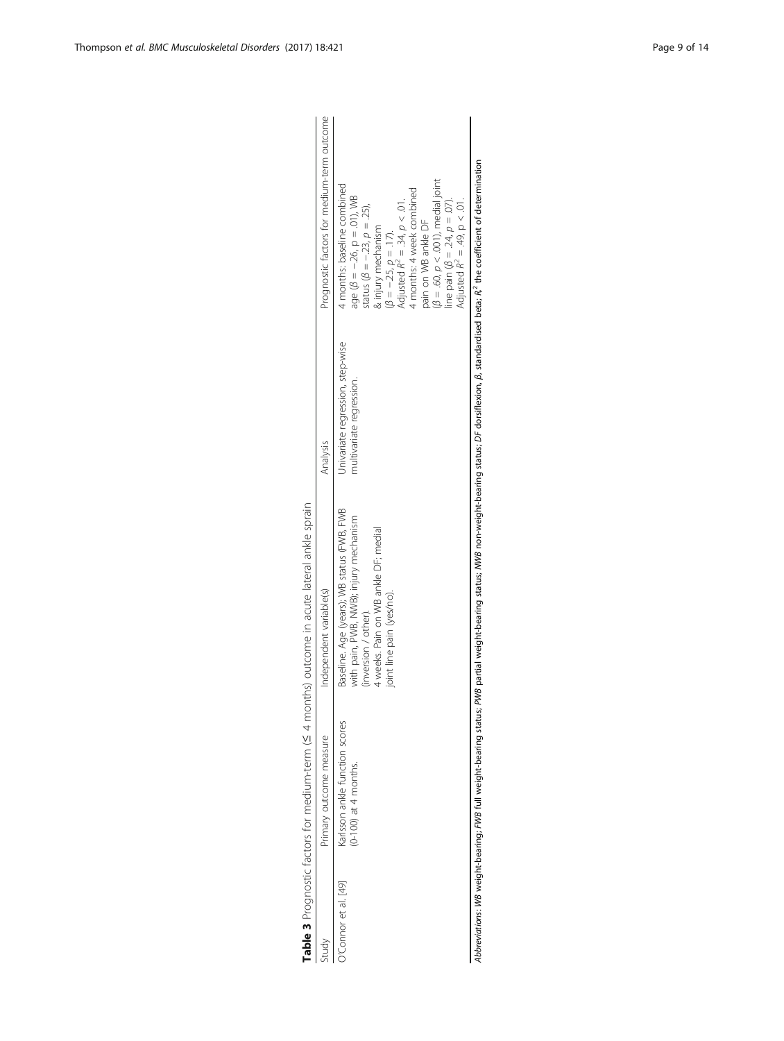**Table 3** Prognostic factors for medium-term (≤ 4 months) outcome in acute lateral ankle sprain

| Study | Primary outcome measure | Independent variable(s) | Analysis | Prognostic factors for medium-term outcome |
|---|---|---|---|---|
| O'Connor et al. [49] | Karlsson ankle function scores (0-100) at 4 months. | Baseline. Age (years); WB status (FWB, FWB with pain, PWB, NWB); injury mechanism (inversion / other). 4 weeks. Pain on WB ankle DF; medial joint line pain (yes/no). | Univariate regression, step-wise multivariate regression. | 4 months: baseline combined age ($\beta = -.26$, $p = .01$), WB status ($\beta = -.23$, $p = .25$), & injury mechanism ($\beta = -.25$, $p = .17$). Adjusted $R^2 = .34$, $p < .01$. 4 months: 4 week combined pain on WB ankle DF ($\beta = .60$, $p < .001$), medial joint line pain ($\beta = .24$, $p = .07$). Adjusted $R^2 = .49$, $p < .01$. |

*Abbreviations*: *WB* weight-bearing; *FWB* full weight-bearing status; *PWB* partial weight-bearing status; *NWB* non-weight-bearing status; *DF* dorsiflexion, *β*, standardised beta; $R^2$ the coefficient of determination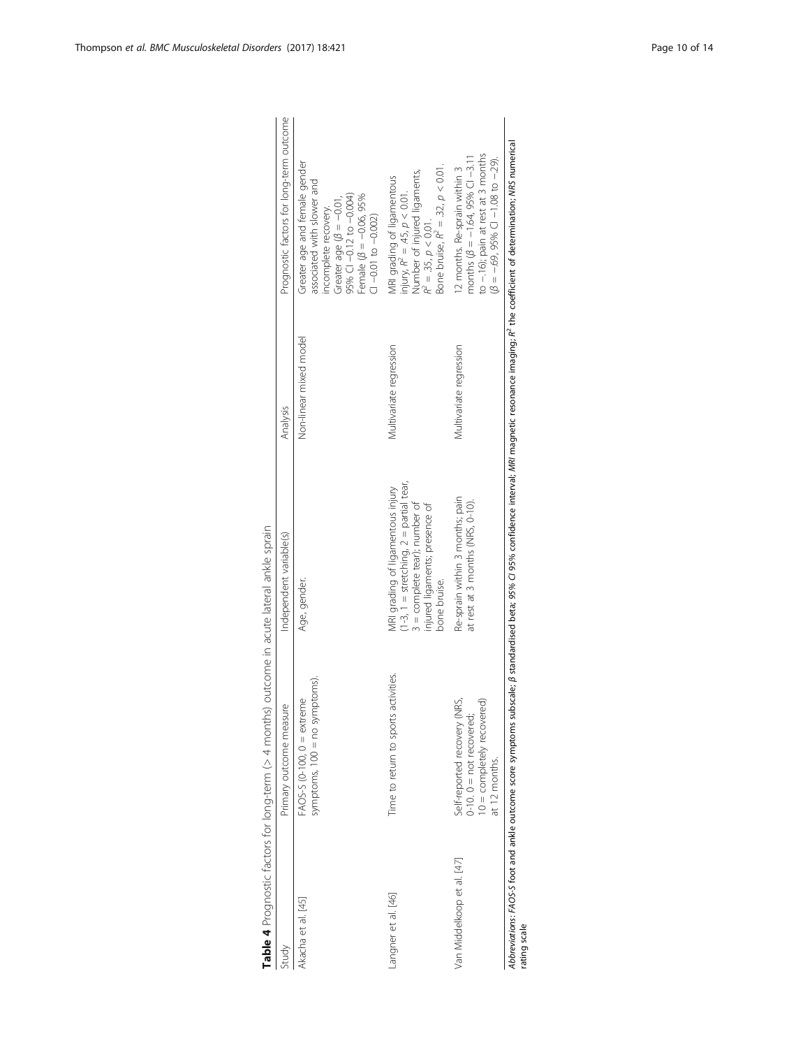**Table 4** Prognostic factors for long-term (> 4 months) outcome in acute lateral ankle sprain

| Study | Primary outcome measure | Independent variable(s) | Analysis | Prognostic factors for long-term outcome |
| --- | --- | --- | --- | --- |
| Akacha et al. [45] | FAOS-S (0-100, 0 = extreme symptoms, 100 = no symptoms). | Age, gender. | Non-linear mixed model | Greater age and female gender associated with slower and incomplete recovery. Greater age ($\beta = -0.01$, 95% CI −0.12 to −0.004) Female ($\beta = -0.06$, 95% CI −0.01 to −0.002) |
| Langner et al. [46] | Time to return to sports activities. | MRI grading of ligamentous injury (1-3, 1 = stretching, 2 = partial tear, 3 = complete tear); number of injured ligaments; presence of bone bruise. | Multivariate regression | MRI grading of ligamentous injury, $R^2 = .45$, $p < 0.01$. Number of injured ligaments, $R^2 = .35$, $p < 0.01$. Bone bruise, $R^2 = .32$, $p < 0.01$. |
| Van Middelkoop et al. [47] | Self-reported recovery (NRS, 0-10. 0 = not recovered; 10 = completely recovered) at 12 months. | Re-sprain within 3 months; pain at rest at 3 months (NRS, 0-10). | Multivariate regression | 12 months. Re-sprain within 3 months ($\beta = -1.64$, 95% CI −3.11 to −.16); pain at rest at 3 months ($\beta = -.69$, 95% CI −1.08 to −.29). |

*Abbreviations*: *FAOS-S* foot and ankle outcome score symptoms subscale; *β* standardised beta; *95% CI* 95% confidence interval; *MRI* magnetic resonance imaging; *$R^2$* the coefficient of determination; *NRS* numerical rating scale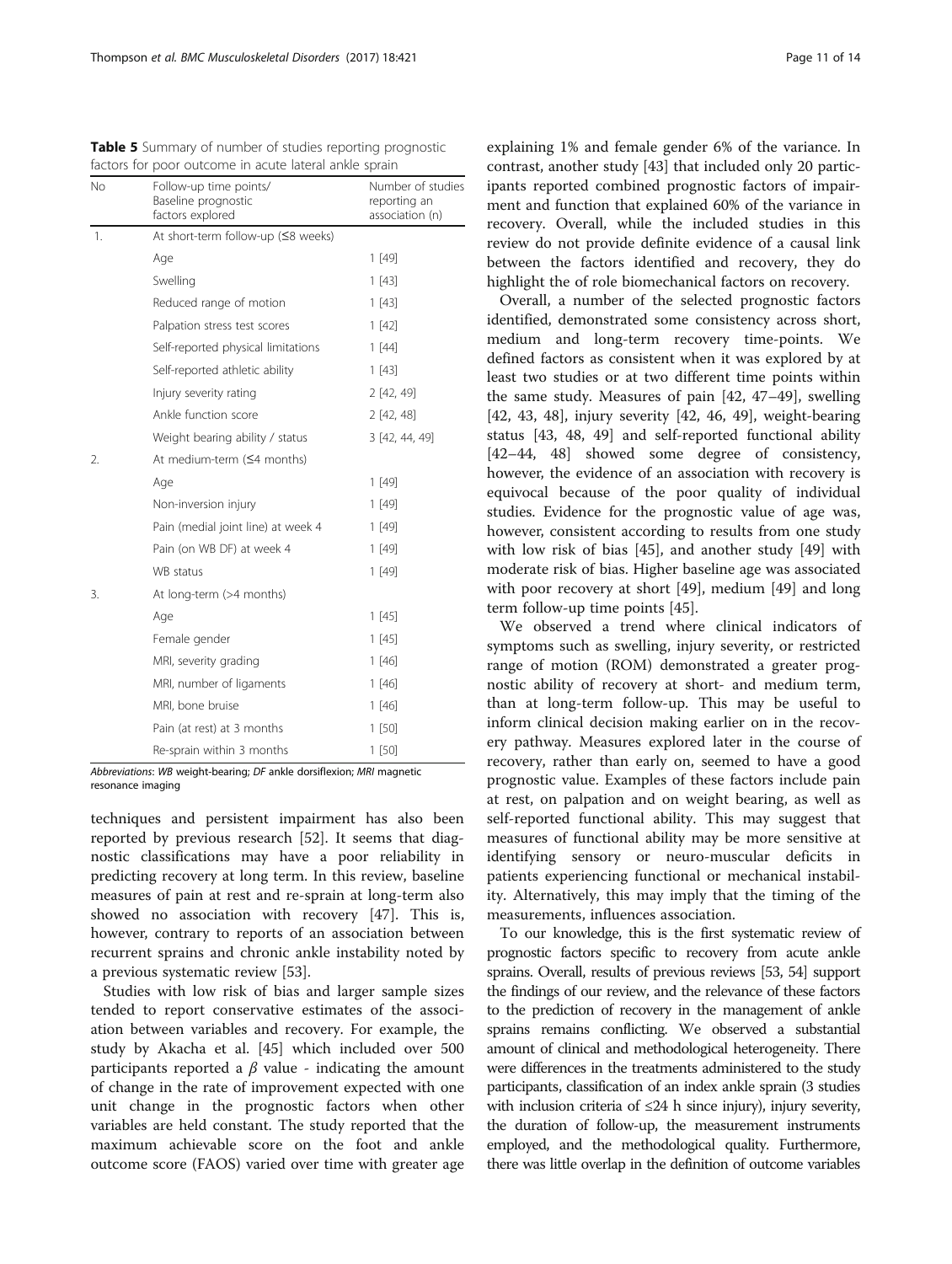**Table 5** Summary of number of studies reporting prognostic factors for poor outcome in acute lateral ankle sprain

| No | Follow-up time points/ Baseline prognostic factors explored | Number of studies reporting an association (n) |
|---|---|---|
| 1. | At short-term follow-up (≤8 weeks) | |
| | Age | 1 [49] |
| | Swelling | 1 [43] |
| | Reduced range of motion | 1 [43] |
| | Palpation stress test scores | 1 [42] |
| | Self-reported physical limitations | 1 [44] |
| | Self-reported athletic ability | 1 [43] |
| | Injury severity rating | 2 [42, 49] |
| | Ankle function score | 2 [42, 48] |
| | Weight bearing ability / status | 3 [42, 44, 49] |
| 2. | At medium-term (≤4 months) | |
| | Age | 1 [49] |
| | Non-inversion injury | 1 [49] |
| | Pain (medial joint line) at week 4 | 1 [49] |
| | Pain (on WB DF) at week 4 | 1 [49] |
| | WB status | 1 [49] |
| 3. | At long-term (>4 months) | |
| | Age | 1 [45] |
| | Female gender | 1 [45] |
| | MRI, severity grading | 1 [46] |
| | MRI, number of ligaments | 1 [46] |
| | MRI, bone bruise | 1 [46] |
| | Pain (at rest) at 3 months | 1 [50] |
| | Re-sprain within 3 months | 1 [50] |

Abbreviations: *WB* weight-bearing; *DF* ankle dorsiflexion; *MRI* magnetic resonance imaging

techniques and persistent impairment has also been reported by previous research [52]. It seems that diagnostic classifications may have a poor reliability in predicting recovery at long term. In this review, baseline measures of pain at rest and re-sprain at long-term also showed no association with recovery [47]. This is, however, contrary to reports of an association between recurrent sprains and chronic ankle instability noted by a previous systematic review [53].

Studies with low risk of bias and larger sample sizes tended to report conservative estimates of the association between variables and recovery. For example, the study by Akacha et al. [45] which included over 500 participants reported a $\beta$ value - indicating the amount of change in the rate of improvement expected with one unit change in the prognostic factors when other variables are held constant. The study reported that the maximum achievable score on the foot and ankle outcome score (FAOS) varied over time with greater age explaining 1% and female gender 6% of the variance. In contrast, another study [43] that included only 20 participants reported combined prognostic factors of impairment and function that explained 60% of the variance in recovery. Overall, while the included studies in this review do not provide definite evidence of a causal link between the factors identified and recovery, they do highlight the of role biomechanical factors on recovery.

Overall, a number of the selected prognostic factors identified, demonstrated some consistency across short, medium and long-term recovery time-points. We defined factors as consistent when it was explored by at least two studies or at two different time points within the same study. Measures of pain [42, 47–49], swelling [42, 43, 48], injury severity [42, 46, 49], weight-bearing status [43, 48, 49] and self-reported functional ability [42–44, 48] showed some degree of consistency, however, the evidence of an association with recovery is equivocal because of the poor quality of individual studies. Evidence for the prognostic value of age was, however, consistent according to results from one study with low risk of bias [45], and another study [49] with moderate risk of bias. Higher baseline age was associated with poor recovery at short [49], medium [49] and long term follow-up time points [45].

We observed a trend where clinical indicators of symptoms such as swelling, injury severity, or restricted range of motion (ROM) demonstrated a greater prognostic ability of recovery at short- and medium term, than at long-term follow-up. This may be useful to inform clinical decision making earlier on in the recovery pathway. Measures explored later in the course of recovery, rather than early on, seemed to have a good prognostic value. Examples of these factors include pain at rest, on palpation and on weight bearing, as well as self-reported functional ability. This may suggest that measures of functional ability may be more sensitive at identifying sensory or neuro-muscular deficits in patients experiencing functional or mechanical instability. Alternatively, this may imply that the timing of the measurements, influences association.

To our knowledge, this is the first systematic review of prognostic factors specific to recovery from acute ankle sprains. Overall, results of previous reviews [53, 54] support the findings of our review, and the relevance of these factors to the prediction of recovery in the management of ankle sprains remains conflicting. We observed a substantial amount of clinical and methodological heterogeneity. There were differences in the treatments administered to the study participants, classification of an index ankle sprain (3 studies with inclusion criteria of ≤24 h since injury), injury severity, the duration of follow-up, the measurement instruments employed, and the methodological quality. Furthermore, there was little overlap in the definition of outcome variables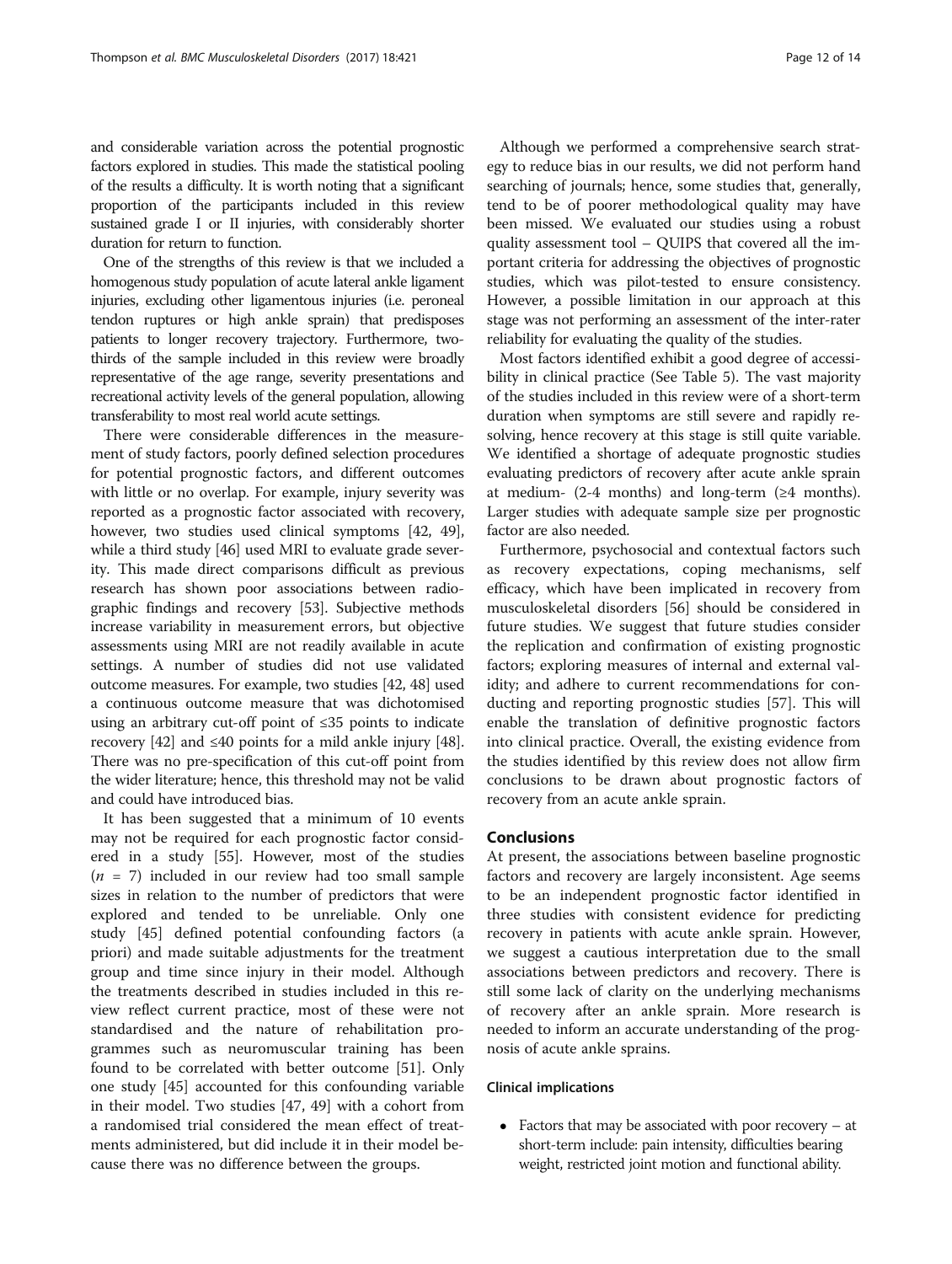and considerable variation across the potential prognostic factors explored in studies. This made the statistical pooling of the results a difficulty. It is worth noting that a significant proportion of the participants included in this review sustained grade I or II injuries, with considerably shorter duration for return to function.

One of the strengths of this review is that we included a homogenous study population of acute lateral ankle ligament injuries, excluding other ligamentous injuries (i.e. peroneal tendon ruptures or high ankle sprain) that predisposes patients to longer recovery trajectory. Furthermore, two-thirds of the sample included in this review were broadly representative of the age range, severity presentations and recreational activity levels of the general population, allowing transferability to most real world acute settings.

There were considerable differences in the measurement of study factors, poorly defined selection procedures for potential prognostic factors, and different outcomes with little or no overlap. For example, injury severity was reported as a prognostic factor associated with recovery, however, two studies used clinical symptoms [42, 49], while a third study [46] used MRI to evaluate grade severity. This made direct comparisons difficult as previous research has shown poor associations between radiographic findings and recovery [53]. Subjective methods increase variability in measurement errors, but objective assessments using MRI are not readily available in acute settings. A number of studies did not use validated outcome measures. For example, two studies [42, 48] used a continuous outcome measure that was dichotomised using an arbitrary cut-off point of ≤35 points to indicate recovery [42] and ≤40 points for a mild ankle injury [48]. There was no pre-specification of this cut-off point from the wider literature; hence, this threshold may not be valid and could have introduced bias.

It has been suggested that a minimum of 10 events may not be required for each prognostic factor considered in a study [55]. However, most of the studies ($n$ = 7) included in our review had too small sample sizes in relation to the number of predictors that were explored and tended to be unreliable. Only one study [45] defined potential confounding factors (a priori) and made suitable adjustments for the treatment group and time since injury in their model. Although the treatments described in studies included in this review reflect current practice, most of these were not standardised and the nature of rehabilitation programmes such as neuromuscular training has been found to be correlated with better outcome [51]. Only one study [45] accounted for this confounding variable in their model. Two studies [47, 49] with a cohort from a randomised trial considered the mean effect of treatments administered, but did include it in their model because there was no difference between the groups.

Although we performed a comprehensive search strategy to reduce bias in our results, we did not perform hand searching of journals; hence, some studies that, generally, tend to be of poorer methodological quality may have been missed. We evaluated our studies using a robust quality assessment tool – QUIPS that covered all the important criteria for addressing the objectives of prognostic studies, which was pilot-tested to ensure consistency. However, a possible limitation in our approach at this stage was not performing an assessment of the inter-rater reliability for evaluating the quality of the studies.

Most factors identified exhibit a good degree of accessibility in clinical practice (See Table 5). The vast majority of the studies included in this review were of a short-term duration when symptoms are still severe and rapidly resolving, hence recovery at this stage is still quite variable. We identified a shortage of adequate prognostic studies evaluating predictors of recovery after acute ankle sprain at medium- (2-4 months) and long-term (≥4 months). Larger studies with adequate sample size per prognostic factor are also needed.

Furthermore, psychosocial and contextual factors such as recovery expectations, coping mechanisms, self efficacy, which have been implicated in recovery from musculoskeletal disorders [56] should be considered in future studies. We suggest that future studies consider the replication and confirmation of existing prognostic factors; exploring measures of internal and external validity; and adhere to current recommendations for conducting and reporting prognostic studies [57]. This will enable the translation of definitive prognostic factors into clinical practice. Overall, the existing evidence from the studies identified by this review does not allow firm conclusions to be drawn about prognostic factors of recovery from an acute ankle sprain.

## Conclusions

At present, the associations between baseline prognostic factors and recovery are largely inconsistent. Age seems to be an independent prognostic factor identified in three studies with consistent evidence for predicting recovery in patients with acute ankle sprain. However, we suggest a cautious interpretation due to the small associations between predictors and recovery. There is still some lack of clarity on the underlying mechanisms of recovery after an ankle sprain. More research is needed to inform an accurate understanding of the prognosis of acute ankle sprains.

### Clinical implications

- Factors that may be associated with poor recovery – at short-term include: pain intensity, difficulties bearing weight, restricted joint motion and functional ability.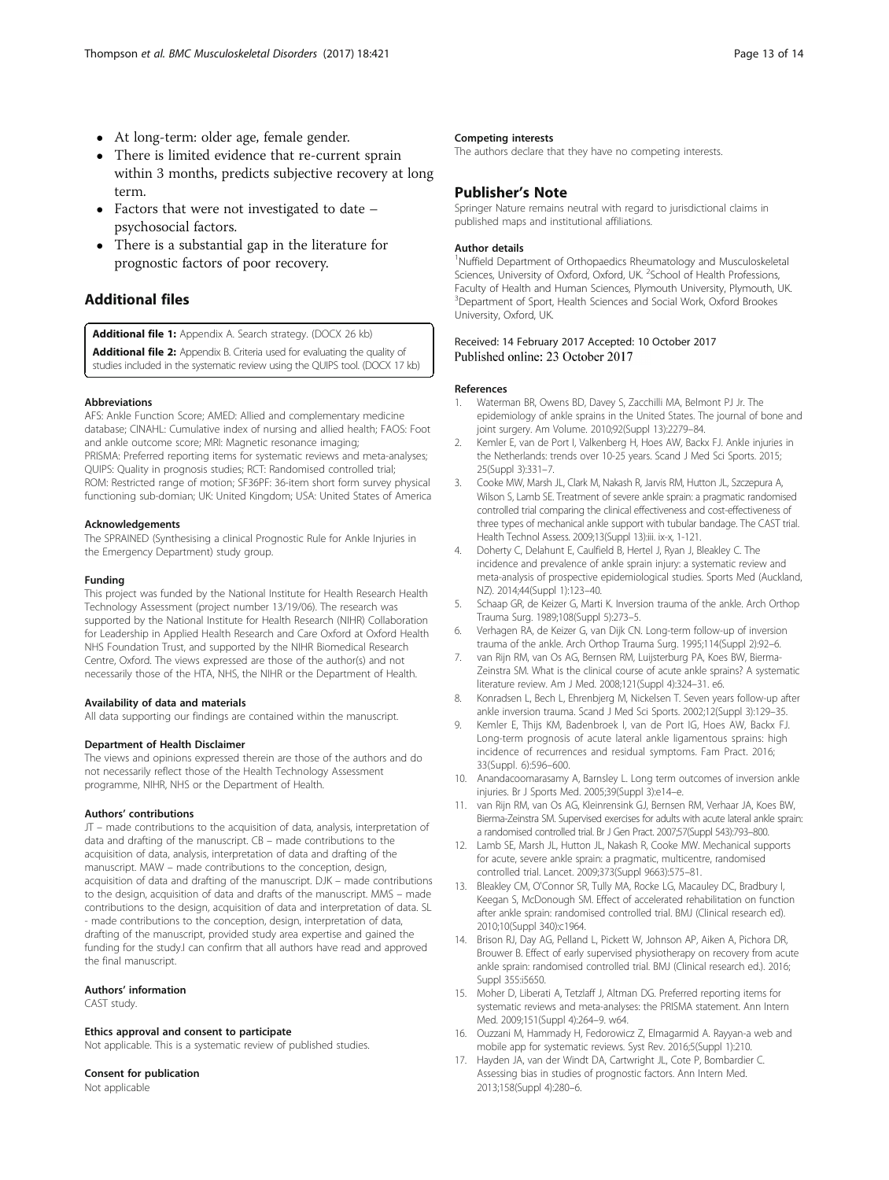- At long-term: older age, female gender.
- There is limited evidence that re-current sprain within 3 months, predicts subjective recovery at long term.
- Factors that were not investigated to date – psychosocial factors.
- There is a substantial gap in the literature for prognostic factors of poor recovery.

## Additional files

**Additional file 1:** Appendix A. Search strategy. (DOCX 26 kb)

**Additional file 2:** Appendix B. Criteria used for evaluating the quality of studies included in the systematic review using the QUIPS tool. (DOCX 17 kb)

#### Abbreviations

AFS: Ankle Function Score; AMED: Allied and complementary medicine database; CINAHL: Cumulative index of nursing and allied health; FAOS: Foot and ankle outcome score; MRI: Magnetic resonance imaging; PRISMA: Preferred reporting items for systematic reviews and meta-analyses; QUIPS: Quality in prognosis studies; RCT: Randomised controlled trial; ROM: Restricted range of motion; SF36PF: 36-item short form survey physical functioning sub-domian; UK: United Kingdom; USA: United States of America

#### Acknowledgements

The SPRAINED (Synthesising a clinical Prognostic Rule for Ankle Injuries in the Emergency Department) study group.

#### Funding

This project was funded by the National Institute for Health Research Health Technology Assessment (project number 13/19/06). The research was supported by the National Institute for Health Research (NIHR) Collaboration for Leadership in Applied Health Research and Care Oxford at Oxford Health NHS Foundation Trust, and supported by the NIHR Biomedical Research Centre, Oxford. The views expressed are those of the author(s) and not necessarily those of the HTA, NHS, the NIHR or the Department of Health.

#### Availability of data and materials

All data supporting our findings are contained within the manuscript.

#### Department of Health Disclaimer

The views and opinions expressed therein are those of the authors and do not necessarily reflect those of the Health Technology Assessment programme, NIHR, NHS or the Department of Health.

#### Authors' contributions

JT – made contributions to the acquisition of data, analysis, interpretation of data and drafting of the manuscript. CB – made contributions to the acquisition of data, analysis, interpretation of data and drafting of the manuscript. MAW – made contributions to the conception, design, acquisition of data and drafting of the manuscript. DJK – made contributions to the design, acquisition of data and drafts of the manuscript. MMS – made contributions to the design, acquisition of data and interpretation of data. SL - made contributions to the conception, design, interpretation of data, drafting of the manuscript, provided study area expertise and gained the funding for the study.I can confirm that all authors have read and approved the final manuscript.

#### Authors' information

CAST study.

#### Ethics approval and consent to participate

Not applicable. This is a systematic review of published studies.

#### Consent for publication

Not applicable

#### Competing interests

The authors declare that they have no competing interests.

## Publisher's Note

Springer Nature remains neutral with regard to jurisdictional claims in published maps and institutional affiliations.

#### Author details

[1]Nuffield Department of Orthopaedics Rheumatology and Musculoskeletal Sciences, University of Oxford, Oxford, UK. [2]School of Health Professions, Faculty of Health and Human Sciences, Plymouth University, Plymouth, UK. [3]Department of Sport, Health Sciences and Social Work, Oxford Brookes University, Oxford, UK.

Received: 14 February 2017 Accepted: 10 October 2017
Published online: 23 October 2017

#### References

1. Waterman BR, Owens BD, Davey S, Zacchilli MA, Belmont PJ Jr. The epidemiology of ankle sprains in the United States. The journal of bone and joint surgery. Am Volume. 2010;92(Suppl 13):2279–84.
2. Kemler E, van de Port I, Valkenberg H, Hoes AW, Backx FJ. Ankle injuries in the Netherlands: trends over 10-25 years. Scand J Med Sci Sports. 2015; 25(Suppl 3):331–7.
3. Cooke MW, Marsh JL, Clark M, Nakash R, Jarvis RM, Hutton JL, Szczepura A, Wilson S, Lamb SE. Treatment of severe ankle sprain: a pragmatic randomised controlled trial comparing the clinical effectiveness and cost-effectiveness of three types of mechanical ankle support with tubular bandage. The CAST trial. Health Technol Assess. 2009;13(Suppl 13):iii. ix-x, 1-121.
4. Doherty C, Delahunt E, Caulfield B, Hertel J, Ryan J, Bleakley C. The incidence and prevalence of ankle sprain injury: a systematic review and meta-analysis of prospective epidemiological studies. Sports Med (Auckland, NZ). 2014;44(Suppl 1):123–40.
5. Schaap GR, de Keizer G, Marti K. Inversion trauma of the ankle. Arch Orthop Trauma Surg. 1989;108(Suppl 5):273–5.
6. Verhagen RA, de Keizer G, van Dijk CN. Long-term follow-up of inversion trauma of the ankle. Arch Orthop Trauma Surg. 1995;114(Suppl 2):92–6.
7. van Rijn RM, van Os AG, Bernsen RM, Luijsterburg PA, Koes BW, Bierma-Zeinstra SM. What is the clinical course of acute ankle sprains? A systematic literature review. Am J Med. 2008;121(Suppl 4):324–31. e6.
8. Konradsen L, Bech L, Ehrenbjerg M, Nickelsen T. Seven years follow-up after ankle inversion trauma. Scand J Med Sci Sports. 2002;12(Suppl 3):129–35.
9. Kemler E, Thijs KM, Badenbroek I, van de Port IG, Hoes AW, Backx FJ. Long-term prognosis of acute lateral ankle ligamentous sprains: high incidence of recurrences and residual symptoms. Fam Pract. 2016; 33(Suppl. 6):596–600.
10. Anandacoomarasamy A, Barnsley L. Long term outcomes of inversion ankle injuries. Br J Sports Med. 2005;39(Suppl 3):e14–e.
11. van Rijn RM, van Os AG, Kleinrensink GJ, Bernsen RM, Verhaar JA, Koes BW, Bierma-Zeinstra SM. Supervised exercises for adults with acute lateral ankle sprain: a randomised controlled trial. Br J Gen Pract. 2007;57(Suppl 543):793–800.
12. Lamb SE, Marsh JL, Hutton JL, Nakash R, Cooke MW. Mechanical supports for acute, severe ankle sprain: a pragmatic, multicentre, randomised controlled trial. Lancet. 2009;373(Suppl 9663):575–81.
13. Bleakley CM, O'Connor SR, Tully MA, Rocke LG, Macauley DC, Bradbury I, Keegan S, McDonough SM. Effect of accelerated rehabilitation on function after ankle sprain: randomised controlled trial. BMJ (Clinical research ed). 2010;10(Suppl 340):c1964.
14. Brison RJ, Day AG, Pelland L, Pickett W, Johnson AP, Aiken A, Pichora DR, Brouwer B. Effect of early supervised physiotherapy on recovery from acute ankle sprain: randomised controlled trial. BMJ (Clinical research ed.). 2016; Suppl 355:i5650.
15. Moher D, Liberati A, Tetzlaff J, Altman DG. Preferred reporting items for systematic reviews and meta-analyses: the PRISMA statement. Ann Intern Med. 2009;151(Suppl 4):264–9. w64.
16. Ouzzani M, Hammady H, Fedorowicz Z, Elmagarmid A. Rayyan-a web and mobile app for systematic reviews. Syst Rev. 2016;5(Suppl 1):210.
17. Hayden JA, van der Windt DA, Cartwright JL, Cote P, Bombardier C. Assessing bias in studies of prognostic factors. Ann Intern Med. 2013;158(Suppl 4):280–6.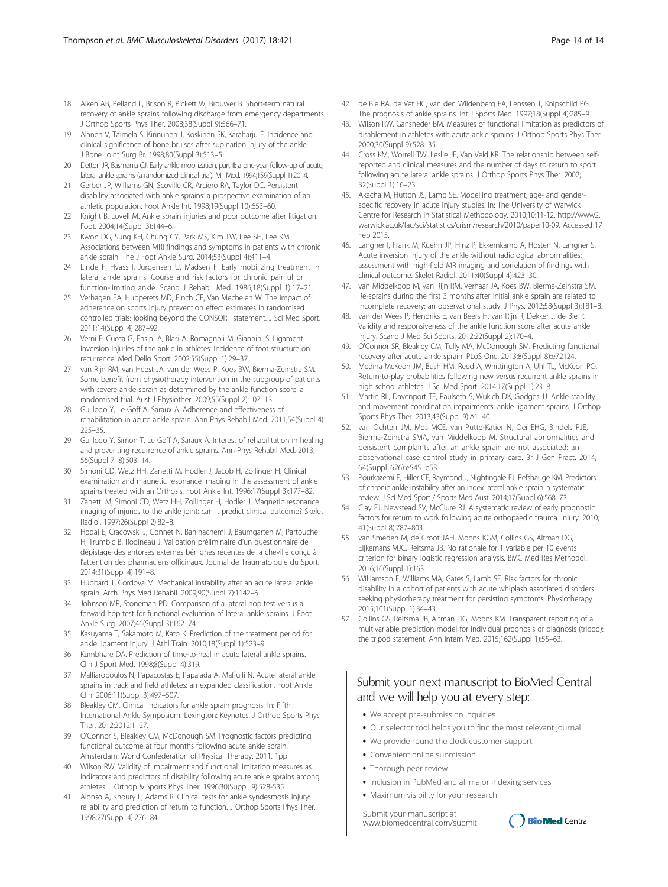18. Aiken AB, Pelland L, Brison R, Pickett W, Brouwer B. Short-term natural recovery of ankle sprains following discharge from emergency departments. J Orthop Sports Phys Ther. 2008;38(Suppl 9):566–71.
19. Alanen V, Taimela S, Kinnunen J, Koskinen SK, Karaharju E. Incidence and clinical significance of bone bruises after supination injury of the ankle. J Bone Joint Surg Br. 1998;80(Suppl 3):513–5.
20. Dettori JR, Basmania CJ. Early ankle mobilization, part II: a one-year follow-up of acute, lateral ankle sprains (a randomized clinical trial). Mil Med. 1994;159(Suppl 1):20–4.
21. Gerber JP, Williams GN, Scoville CR, Arciero RA, Taylor DC. Persistent disability associated with ankle sprains: a prospective examination of an athletic population. Foot Ankle Int. 1998;19(Suppl 10):653–60.
22. Knight B, Lovell M. Ankle sprain injuries and poor outcome after litigation. Foot. 2004;14(Suppl 3):144–6.
23. Kwon DG, Sung KH, Chung CY, Park MS, Kim TW, Lee SH, Lee KM. Associations between MRI findings and symptoms in patients with chronic ankle sprain. The J Foot Ankle Surg. 2014;53(Suppl 4):411–4.
24. Linde F, Hvass I, Jurgensen U, Madsen F. Early mobilizing treatment in lateral ankle sprains. Course and risk factors for chronic painful or function-limiting ankle. Scand J Rehabil Med. 1986;18(Suppl 1):17–21.
25. Verhagen EA, Hupperets MD, Finch CF, Van Mechelen W. The impact of adherence on sports injury prevention effect estimates in randomised controlled trials: looking beyond the CONSORT statement. J Sci Med Sport. 2011;14(Suppl 4):287–92.
26. Verni E, Cucca G, Ensini A, Blasi A, Romagnoli M, Giannini S. Ligament inversion injuries of the ankle in athletes: incidence of foot structure on recurrence. Med Dello Sport. 2002;55(Suppl 1):29–37.
27. van Rijn RM, van Heest JA, van der Wees P, Koes BW, Bierma-Zeinstra SM. Some benefit from physiotherapy intervention in the subgroup of patients with severe ankle sprain as determined by the ankle function score: a randomised trial. Aust J Physiother. 2009;55(Suppl 2):107–13.
28. Guillodo Y, Le Goff A, Saraux A. Adherence and effectiveness of rehabilitation in acute ankle sprain. Ann Phys Rehabil Med. 2011;54(Suppl 4): 225–35.
29. Guillodo Y, Simon T, Le Goff A, Saraux A. Interest of rehabilitation in healing and preventing recurrence of ankle sprains. Ann Phys Rehabil Med. 2013; 56(Suppl 7–8):503–14.
30. Simoni CD, Wetz HH, Zanetti M, Hodler J, Jacob H, Zollinger H. Clinical examination and magnetic resonance imaging in the assessment of ankle sprains treated with an Orthosis. Foot Ankle Int. 1996;17(Suppl 3):177–82.
31. Zanetti M, Simoni CD, Wetz HH, Zollinger H, Hodler J. Magnetic resonance imaging of injuries to the ankle joint: can it predict clinical outcome? Skelet Radiol. 1997;26(Suppl 2):82–8.
32. Hodaj E, Cracowski J, Gonnet N, Banihachemi J, Baumgarten M, Partouche H, Trumbic B, Rodineau J. Validation préliminaire d'un questionnaire de dépistage des entorses externes bénignes récentes de la cheville conçu à l'attention des pharmaciens officinaux. Journal de Traumatologie du Sport. 2014;31(Suppl 4):191–8.
33. Hubbard T, Cordova M. Mechanical instability after an acute lateral ankle sprain. Arch Phys Med Rehabil. 2009;90(Suppl 7):1142–6.
34. Johnson MR, Stoneman PD. Comparison of a lateral hop test versus a forward hop test for functional evaluation of lateral ankle sprains. J Foot Ankle Surg. 2007;46(Suppl 3):162–74.
35. Kasuyama T, Sakamoto M, Kato K. Prediction of the treatment period for ankle ligament injury. J Athl Train. 2010;18(Suppl 1):523–9.
36. Kumbhare DA. Prediction of time-to-heal in acute lateral ankle sprains. Clin J Sport Med. 1998;8(Suppl 4):319.
37. Malliaropoulos N, Papacostas E, Papalada A, Maffulli N. Acute lateral ankle sprains in track and field athletes: an expanded classification. Foot Ankle Clin. 2006;11(Suppl 3):497–507.
38. Bleakley CM. Clinical indicators for ankle sprain prognosis. In: Fifth International Ankle Symposium. Lexington: Keynotes. J Orthop Sports Phys Ther. 2012;2012:1–27.
39. O'Connor S, Bleakley CM, McDonough SM. Prognostic factors predicting functional outcome at four months following acute ankle sprain. Amsterdam: World Confederation of Physical Therapy. 2011. 1pp
40. Wilson RW. Validity of impairment and functional limitation measures as indicators and predictors of disability following acute ankle sprains among athletes. J Orthop & Sports Phys Ther. 1996;30(Suppl. 9):528-535.
41. Alonso A, Khoury L, Adams R. Clinical tests for ankle syndesmosis injury: reliability and prediction of return to function. J Orthop Sports Phys Ther. 1998;27(Suppl 4):276–84.
42. de Bie RA, de Vet HC, van den Wildenberg FA, Lenssen T, Knipschild PG. The prognosis of ankle sprains. Int J Sports Med. 1997;18(Suppl 4):285–9.
43. Wilson RW, Gansneder BM. Measures of functional limitation as predictors of disablement in athletes with acute ankle sprains. J Orthop Sports Phys Ther. 2000;30(Suppl 9):528–35.
44. Cross KM, Worrell TW, Leslie JE, Van Veld KR. The relationship between self-reported and clinical measures and the number of days to return to sport following acute lateral ankle sprains. J Orthop Sports Phys Ther. 2002; 32(Suppl 1):16–23.
45. Akacha M, Hutton JS, Lamb SE. Modelling treatment, age- and gender-specific recovery in acute injury studies. In: The University of Warwick Centre for Research in Statistical Methodology. 2010;10:11-12. http://www2.warwick.ac.uk/fac/sci/statistics/crism/research/2010/paper10-09. Accessed 17 Feb 2015.
46. Langner I, Frank M, Kuehn JP, Hinz P, Ekkernkamp A, Hosten N, Langner S. Acute inversion injury of the ankle without radiological abnormalities: assessment with high-field MR imaging and correlation of findings with clinical outcome. Skelet Radiol. 2011;40(Suppl 4):423–30.
47. van Middelkoop M, van Rijn RM, Verhaar JA, Koes BW, Bierma-Zeinstra SM. Re-sprains during the first 3 months after initial ankle sprain are related to incomplete recovery: an observational study. J Phys. 2012;58(Suppl 3):181–8.
48. van der Wees P, Hendriks E, van Beers H, van Rijn R, Dekker J, de Bie R. Validity and responsiveness of the ankle function score after acute ankle injury. Scand J Med Sci Sports. 2012;22(Suppl 2):170–4.
49. O'Connor SR, Bleakley CM, Tully MA, McDonough SM. Predicting functional recovery after acute ankle sprain. PLoS One. 2013;8(Suppl 8):e72124.
50. Medina McKeon JM, Bush HM, Reed A, Whittington A, Uhl TL, McKeon PO. Return-to-play probabilities following new versus recurrent ankle sprains in high school athletes. J Sci Med Sport. 2014;17(Suppl 1):23–8.
51. Martin RL, Davenport TE, Paulseth S, Wukich DK, Godges JJ. Ankle stability and movement coordination impairments: ankle ligament sprains. J Orthop Sports Phys Ther. 2013;43(Suppl 9):A1–40.
52. van Ochten JM, Mos MCE, van Putte-Katier N, Oei EHG, Bindels PJE, Bierma-Zeinstra SMA, van Middelkoop M. Structural abnormalities and persistent complaints after an ankle sprain are not associated: an observational case control study in primary care. Br J Gen Pract. 2014; 64(Suppl 626):e545–e53.
53. Pourkazemi F, Hiller CE, Raymond J, Nightingale EJ, Refshauge KM. Predictors of chronic ankle instability after an index lateral ankle sprain: a systematic review. J Sci Med Sport / Sports Med Aust. 2014;17(Suppl 6):568–73.
54. Clay FJ, Newstead SV, McClure RJ. A systematic review of early prognostic factors for return to work following acute orthopaedic trauma. Injury. 2010; 41(Suppl 8):787–803.
55. van Smeden M, de Groot JAH, Moons KGM, Collins GS, Altman DG, Eijkemans MJC, Reitsma JB. No rationale for 1 variable per 10 events criterion for binary logistic regression analysis. BMC Med Res Methodol. 2016;16(Suppl 1):163.
56. Williamson E, Williams MA, Gates S, Lamb SE. Risk factors for chronic disability in a cohort of patients with acute whiplash associated disorders seeking physiotherapy treatment for persisting symptoms. Physiotherapy. 2015;101(Suppl 1):34–43.
57. Collins GS, Reitsma JB, Altman DG, Moons KM. Transparent reporting of a multivariable prediction model for individual prognosis or diagnosis (tripod): the tripod statement. Ann Intern Med. 2015;162(Suppl 1):55–63.

Submit your next manuscript to BioMed Central and we will help you at every step:

- We accept pre-submission inquiries
- Our selector tool helps you to find the most relevant journal
- We provide round the clock customer support
- Convenient online submission
- Thorough peer review
- Inclusion in PubMed and all major indexing services
- Maximum visibility for your research

Submit your manuscript at
www.biomedcentral.com/submit

BioMed Central